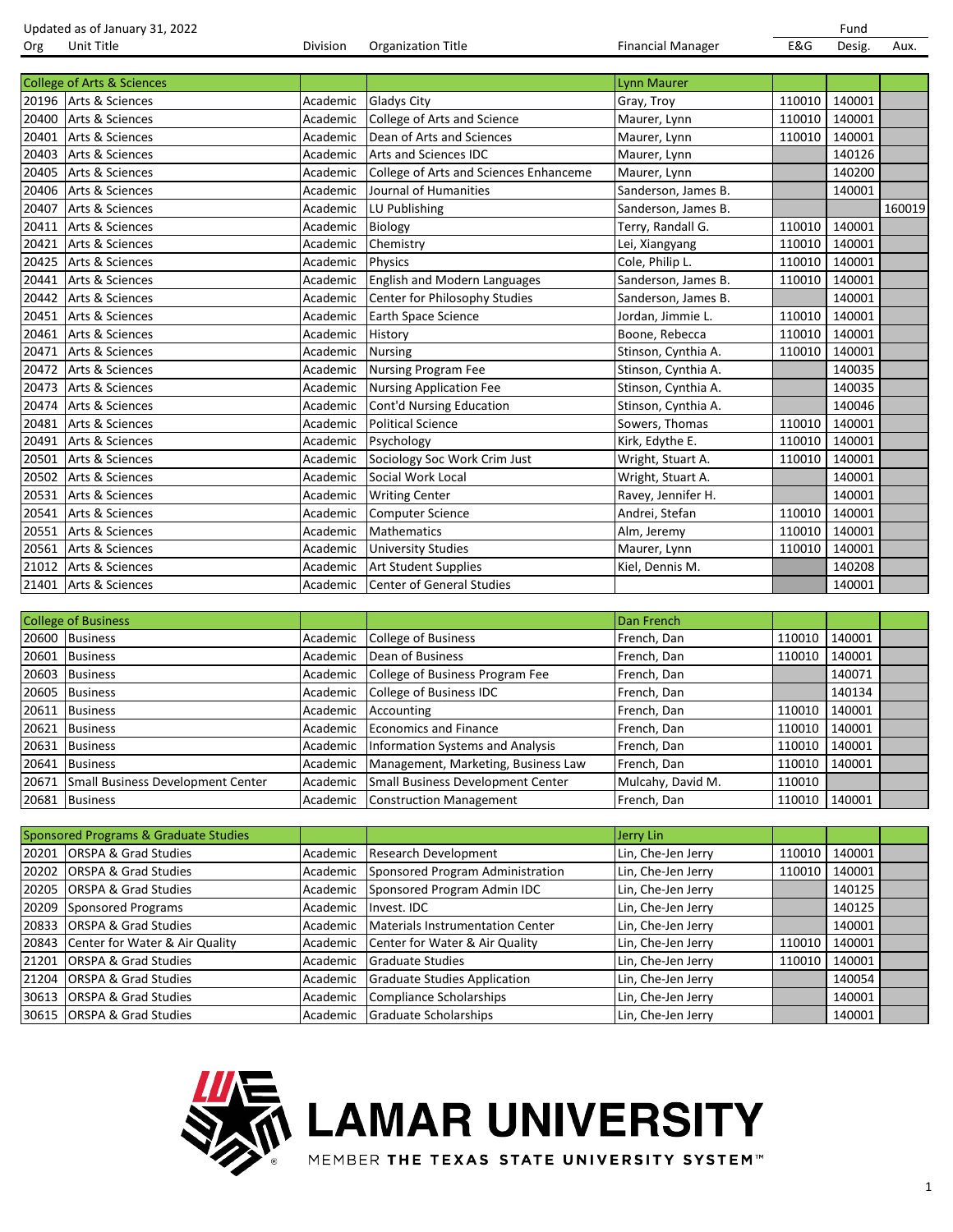Updated as of January 31, 2022

| Org | Unit Title | Division | Organization Title | Financial Manager | Fund E&G | Fund Desig. | Fund Aux. |
|---|---|---|---|---|---|---|---|
| College of Arts & Sciences | | | | Lynn Maurer | | | |
| 20196 | Arts & Sciences | Academic | Gladys City | Gray, Troy | 110010 | 140001 | |
| 20400 | Arts & Sciences | Academic | College of Arts and Science | Maurer, Lynn | 110010 | 140001 | |
| 20401 | Arts & Sciences | Academic | Dean of Arts and Sciences | Maurer, Lynn | 110010 | 140001 | |
| 20403 | Arts & Sciences | Academic | Arts and Sciences IDC | Maurer, Lynn | | 140126 | |
| 20405 | Arts & Sciences | Academic | College of Arts and Sciences Enhanceme | Maurer, Lynn | | 140200 | |
| 20406 | Arts & Sciences | Academic | Journal of Humanities | Sanderson, James B. | | 140001 | |
| 20407 | Arts & Sciences | Academic | LU Publishing | Sanderson, James B. | | | 160019 |
| 20411 | Arts & Sciences | Academic | Biology | Terry, Randall G. | 110010 | 140001 | |
| 20421 | Arts & Sciences | Academic | Chemistry | Lei, Xiangyang | 110010 | 140001 | |
| 20425 | Arts & Sciences | Academic | Physics | Cole, Philip L. | 110010 | 140001 | |
| 20441 | Arts & Sciences | Academic | English and Modern Languages | Sanderson, James B. | 110010 | 140001 | |
| 20442 | Arts & Sciences | Academic | Center for Philosophy Studies | Sanderson, James B. | | 140001 | |
| 20451 | Arts & Sciences | Academic | Earth Space Science | Jordan, Jimmie L. | 110010 | 140001 | |
| 20461 | Arts & Sciences | Academic | History | Boone, Rebecca | 110010 | 140001 | |
| 20471 | Arts & Sciences | Academic | Nursing | Stinson, Cynthia A. | 110010 | 140001 | |
| 20472 | Arts & Sciences | Academic | Nursing Program Fee | Stinson, Cynthia A. | | 140035 | |
| 20473 | Arts & Sciences | Academic | Nursing Application Fee | Stinson, Cynthia A. | | 140035 | |
| 20474 | Arts & Sciences | Academic | Cont'd Nursing Education | Stinson, Cynthia A. | | 140046 | |
| 20481 | Arts & Sciences | Academic | Political Science | Sowers, Thomas | 110010 | 140001 | |
| 20491 | Arts & Sciences | Academic | Psychology | Kirk, Edythe E. | 110010 | 140001 | |
| 20501 | Arts & Sciences | Academic | Sociology Soc Work Crim Just | Wright, Stuart A. | 110010 | 140001 | |
| 20502 | Arts & Sciences | Academic | Social Work Local | Wright, Stuart A. | | 140001 | |
| 20531 | Arts & Sciences | Academic | Writing Center | Ravey, Jennifer H. | | 140001 | |
| 20541 | Arts & Sciences | Academic | Computer Science | Andrei, Stefan | 110010 | 140001 | |
| 20551 | Arts & Sciences | Academic | Mathematics | Alm, Jeremy | 110010 | 140001 | |
| 20561 | Arts & Sciences | Academic | University Studies | Maurer, Lynn | 110010 | 140001 | |
| 21012 | Arts & Sciences | Academic | Art Student Supplies | Kiel, Dennis M. | | 140208 | |
| 21401 | Arts & Sciences | Academic | Center of General Studies | | | 140001 | |
| College of Business | | | | Dan French | | | |
| 20600 | Business | Academic | College of Business | French, Dan | 110010 | 140001 | |
| 20601 | Business | Academic | Dean of Business | French, Dan | 110010 | 140001 | |
| 20603 | Business | Academic | College of Business Program Fee | French, Dan | | 140071 | |
| 20605 | Business | Academic | College of Business IDC | French, Dan | | 140134 | |
| 20611 | Business | Academic | Accounting | French, Dan | 110010 | 140001 | |
| 20621 | Business | Academic | Economics and Finance | French, Dan | 110010 | 140001 | |
| 20631 | Business | Academic | Information Systems and Analysis | French, Dan | 110010 | 140001 | |
| 20641 | Business | Academic | Management, Marketing, Business Law | French, Dan | 110010 | 140001 | |
| 20671 | Small Business Development Center | Academic | Small Business Development Center | Mulcahy, David M. | 110010 | | |
| 20681 | Business | Academic | Construction Management | French, Dan | 110010 | 140001 | |
| Sponsored Programs & Graduate Studies | | | | Jerry Lin | | | |
| 20201 | ORSPA & Grad Studies | Academic | Research Development | Lin, Che-Jen Jerry | 110010 | 140001 | |
| 20202 | ORSPA & Grad Studies | Academic | Sponsored Program Administration | Lin, Che-Jen Jerry | 110010 | 140001 | |
| 20205 | ORSPA & Grad Studies | Academic | Sponsored Program Admin IDC | Lin, Che-Jen Jerry | | 140125 | |
| 20209 | Sponsored Programs | Academic | Invest. IDC | Lin, Che-Jen Jerry | | 140125 | |
| 20833 | ORSPA & Grad Studies | Academic | Materials Instrumentation Center | Lin, Che-Jen Jerry | | 140001 | |
| 20843 | Center for Water & Air Quality | Academic | Center for Water & Air Quality | Lin, Che-Jen Jerry | 110010 | 140001 | |
| 21201 | ORSPA & Grad Studies | Academic | Graduate Studies | Lin, Che-Jen Jerry | 110010 | 140001 | |
| 21204 | ORSPA & Grad Studies | Academic | Graduate Studies Application | Lin, Che-Jen Jerry | | 140054 | |
| 30613 | ORSPA & Grad Studies | Academic | Compliance Scholarships | Lin, Che-Jen Jerry | | 140001 | |
| 30615 | ORSPA & Grad Studies | Academic | Graduate Scholarships | Lin, Che-Jen Jerry | | 140001 | |

LAMAR UNIVERSITY
MEMBER THE TEXAS STATE UNIVERSITY SYSTEM™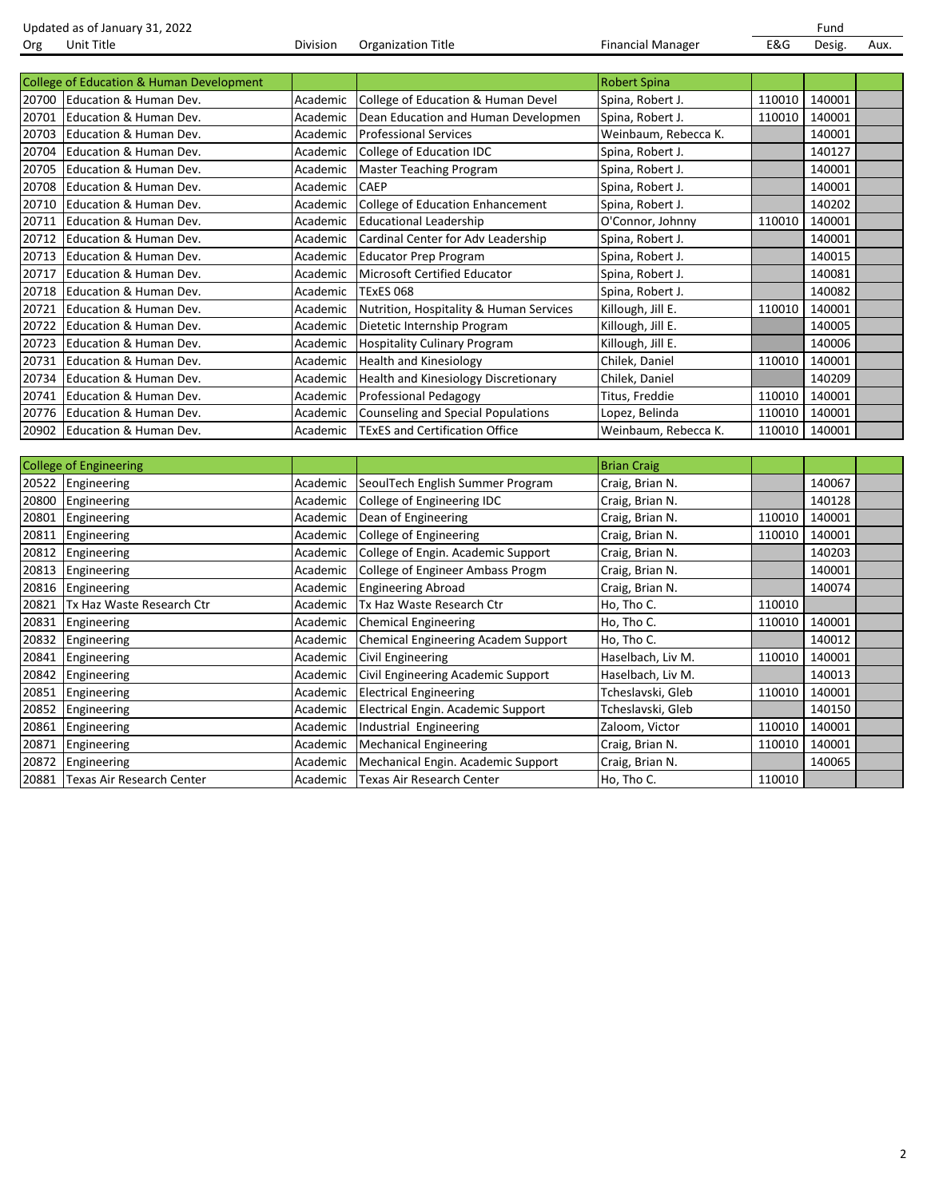Updated as of January 31, 2022

| Org | Unit Title | Division | Organization Title | Financial Manager | Fund E&G | Fund Desig. | Fund Aux. |
|---|---|---|---|---|---|---|---|
| **College of Education & Human Development** | | | | **Robert Spina** | | | |
| 20700 | Education & Human Dev. | Academic | College of Education & Human Devel | Spina, Robert J. | 110010 | 140001 | |
| 20701 | Education & Human Dev. | Academic | Dean Education and Human Developmen | Spina, Robert J. | 110010 | 140001 | |
| 20703 | Education & Human Dev. | Academic | Professional Services | Weinbaum, Rebecca K. | | 140001 | |
| 20704 | Education & Human Dev. | Academic | College of Education IDC | Spina, Robert J. | | 140127 | |
| 20705 | Education & Human Dev. | Academic | Master Teaching Program | Spina, Robert J. | | 140001 | |
| 20708 | Education & Human Dev. | Academic | CAEP | Spina, Robert J. | | 140001 | |
| 20710 | Education & Human Dev. | Academic | College of Education Enhancement | Spina, Robert J. | | 140202 | |
| 20711 | Education & Human Dev. | Academic | Educational Leadership | O'Connor, Johnny | 110010 | 140001 | |
| 20712 | Education & Human Dev. | Academic | Cardinal Center for Adv Leadership | Spina, Robert J. | | 140001 | |
| 20713 | Education & Human Dev. | Academic | Educator Prep Program | Spina, Robert J. | | 140015 | |
| 20717 | Education & Human Dev. | Academic | Microsoft Certified Educator | Spina, Robert J. | | 140081 | |
| 20718 | Education & Human Dev. | Academic | TExES 068 | Spina, Robert J. | | 140082 | |
| 20721 | Education & Human Dev. | Academic | Nutrition, Hospitality & Human Services | Killough, Jill E. | 110010 | 140001 | |
| 20722 | Education & Human Dev. | Academic | Dietetic Internship Program | Killough, Jill E. | | 140005 | |
| 20723 | Education & Human Dev. | Academic | Hospitality Culinary Program | Killough, Jill E. | | 140006 | |
| 20731 | Education & Human Dev. | Academic | Health and Kinesiology | Chilek, Daniel | 110010 | 140001 | |
| 20734 | Education & Human Dev. | Academic | Health and Kinesiology Discretionary | Chilek, Daniel | | 140209 | |
| 20741 | Education & Human Dev. | Academic | Professional Pedagogy | Titus, Freddie | 110010 | 140001 | |
| 20776 | Education & Human Dev. | Academic | Counseling and Special Populations | Lopez, Belinda | 110010 | 140001 | |
| 20902 | Education & Human Dev. | Academic | TExES and Certification Office | Weinbaum, Rebecca K. | 110010 | 140001 | |

| Org | Unit Title | Division | Organization Title | Financial Manager | Fund E&G | Fund Desig. | Fund Aux. |
|---|---|---|---|---|---|---|---|
| **College of Engineering** | | | | **Brian Craig** | | | |
| 20522 | Engineering | Academic | SeoulTech English Summer Program | Craig, Brian N. | | 140067 | |
| 20800 | Engineering | Academic | College of Engineering IDC | Craig, Brian N. | | 140128 | |
| 20801 | Engineering | Academic | Dean of Engineering | Craig, Brian N. | 110010 | 140001 | |
| 20811 | Engineering | Academic | College of Engineering | Craig, Brian N. | 110010 | 140001 | |
| 20812 | Engineering | Academic | College of Engin. Academic Support | Craig, Brian N. | | 140203 | |
| 20813 | Engineering | Academic | College of Engineer Ambass Progm | Craig, Brian N. | | 140001 | |
| 20816 | Engineering | Academic | Engineering Abroad | Craig, Brian N. | | 140074 | |
| 20821 | Tx Haz Waste Research Ctr | Academic | Tx Haz Waste Research Ctr | Ho, Tho C. | 110010 | | |
| 20831 | Engineering | Academic | Chemical Engineering | Ho, Tho C. | 110010 | 140001 | |
| 20832 | Engineering | Academic | Chemical Engineering Academ Support | Ho, Tho C. | | 140012 | |
| 20841 | Engineering | Academic | Civil Engineering | Haselbach, Liv M. | 110010 | 140001 | |
| 20842 | Engineering | Academic | Civil Engineering Academic Support | Haselbach, Liv M. | | 140013 | |
| 20851 | Engineering | Academic | Electrical Engineering | Tcheslavski, Gleb | 110010 | 140001 | |
| 20852 | Engineering | Academic | Electrical Engin. Academic Support | Tcheslavski, Gleb | | 140150 | |
| 20861 | Engineering | Academic | Industrial Engineering | Zaloom, Victor | 110010 | 140001 | |
| 20871 | Engineering | Academic | Mechanical Engineering | Craig, Brian N. | 110010 | 140001 | |
| 20872 | Engineering | Academic | Mechanical Engin. Academic Support | Craig, Brian N. | | 140065 | |
| 20881 | Texas Air Research Center | Academic | Texas Air Research Center | Ho, Tho C. | 110010 | | |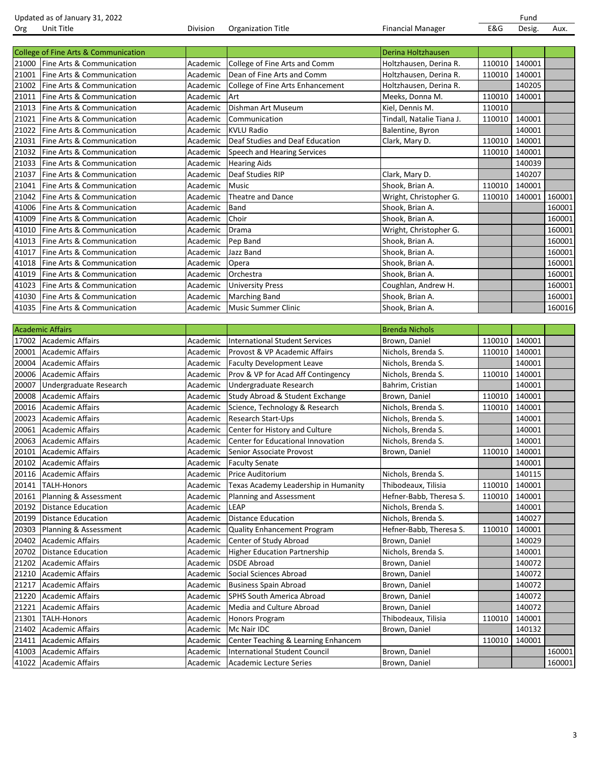Updated as of January 31, 2022

| Org | Unit Title | Division | Organization Title | Financial Manager | Fund E&G | Fund Desig. | Fund Aux. |
|---|---|---|---|---|---|---|---|
| College of Fine Arts & Communication | | | | Derina Holtzhausen | | | |
| 21000 | Fine Arts & Communication | Academic | College of Fine Arts and Comm | Holtzhausen, Derina R. | 110010 | 140001 | |
| 21001 | Fine Arts & Communication | Academic | Dean of Fine Arts and Comm | Holtzhausen, Derina R. | 110010 | 140001 | |
| 21002 | Fine Arts & Communication | Academic | College of Fine Arts Enhancement | Holtzhausen, Derina R. | | 140205 | |
| 21011 | Fine Arts & Communication | Academic | Art | Meeks, Donna M. | 110010 | 140001 | |
| 21013 | Fine Arts & Communication | Academic | Dishman Art Museum | Kiel, Dennis M. | 110010 | | |
| 21021 | Fine Arts & Communication | Academic | Communication | Tindall, Natalie Tiana J. | 110010 | 140001 | |
| 21022 | Fine Arts & Communication | Academic | KVLU Radio | Balentine, Byron | | 140001 | |
| 21031 | Fine Arts & Communication | Academic | Deaf Studies and Deaf Education | Clark, Mary D. | 110010 | 140001 | |
| 21032 | Fine Arts & Communication | Academic | Speech and Hearing Services | | 110010 | 140001 | |
| 21033 | Fine Arts & Communication | Academic | Hearing Aids | | | 140039 | |
| 21037 | Fine Arts & Communication | Academic | Deaf Studies RIP | Clark, Mary D. | | 140207 | |
| 21041 | Fine Arts & Communication | Academic | Music | Shook, Brian A. | 110010 | 140001 | |
| 21042 | Fine Arts & Communication | Academic | Theatre and Dance | Wright, Christopher G. | 110010 | 140001 | 160001 |
| 41006 | Fine Arts & Communication | Academic | Band | Shook, Brian A. | | | 160001 |
| 41009 | Fine Arts & Communication | Academic | Choir | Shook, Brian A. | | | 160001 |
| 41010 | Fine Arts & Communication | Academic | Drama | Wright, Christopher G. | | | 160001 |
| 41013 | Fine Arts & Communication | Academic | Pep Band | Shook, Brian A. | | | 160001 |
| 41017 | Fine Arts & Communication | Academic | Jazz Band | Shook, Brian A. | | | 160001 |
| 41018 | Fine Arts & Communication | Academic | Opera | Shook, Brian A. | | | 160001 |
| 41019 | Fine Arts & Communication | Academic | Orchestra | Shook, Brian A. | | | 160001 |
| 41023 | Fine Arts & Communication | Academic | University Press | Coughlan, Andrew H. | | | 160001 |
| 41030 | Fine Arts & Communication | Academic | Marching Band | Shook, Brian A. | | | 160001 |
| 41035 | Fine Arts & Communication | Academic | Music Summer Clinic | Shook, Brian A. | | | 160016 |
| Academic Affairs | | | | Brenda Nichols | | | |
| 17002 | Academic Affairs | Academic | International Student Services | Brown, Daniel | 110010 | 140001 | |
| 20001 | Academic Affairs | Academic | Provost & VP Academic Affairs | Nichols, Brenda S. | 110010 | 140001 | |
| 20004 | Academic Affairs | Academic | Faculty Development Leave | Nichols, Brenda S. | | 140001 | |
| 20006 | Academic Affairs | Academic | Prov & VP for Acad Aff Contingency | Nichols, Brenda S. | 110010 | 140001 | |
| 20007 | Undergraduate Research | Academic | Undergraduate Research | Bahrim, Cristian | | 140001 | |
| 20008 | Academic Affairs | Academic | Study Abroad & Student Exchange | Brown, Daniel | 110010 | 140001 | |
| 20016 | Academic Affairs | Academic | Science, Technology & Research | Nichols, Brenda S. | 110010 | 140001 | |
| 20023 | Academic Affairs | Academic | Research Start-Ups | Nichols, Brenda S. | | 140001 | |
| 20061 | Academic Affairs | Academic | Center for History and Culture | Nichols, Brenda S. | | 140001 | |
| 20063 | Academic Affairs | Academic | Center for Educational Innovation | Nichols, Brenda S. | | 140001 | |
| 20101 | Academic Affairs | Academic | Senior Associate Provost | Brown, Daniel | 110010 | 140001 | |
| 20102 | Academic Affairs | Academic | Faculty Senate | | | 140001 | |
| 20116 | Academic Affairs | Academic | Price Auditorium | Nichols, Brenda S. | | 140115 | |
| 20141 | TALH-Honors | Academic | Texas Academy Leadership in Humanity | Thibodeaux, Tilisia | 110010 | 140001 | |
| 20161 | Planning & Assessment | Academic | Planning and Assessment | Hefner-Babb, Theresa S. | 110010 | 140001 | |
| 20192 | Distance Education | Academic | LEAP | Nichols, Brenda S. | | 140001 | |
| 20199 | Distance Education | Academic | Distance Education | Nichols, Brenda S. | | 140027 | |
| 20303 | Planning & Assessment | Academic | Quality Enhancement Program | Hefner-Babb, Theresa S. | 110010 | 140001 | |
| 20402 | Academic Affairs | Academic | Center of Study Abroad | Brown, Daniel | | 140029 | |
| 20702 | Distance Education | Academic | Higher Education Partnership | Nichols, Brenda S. | | 140001 | |
| 21202 | Academic Affairs | Academic | DSDE Abroad | Brown, Daniel | | 140072 | |
| 21210 | Academic Affairs | Academic | Social Sciences Abroad | Brown, Daniel | | 140072 | |
| 21217 | Academic Affairs | Academic | Business Spain Abroad | Brown, Daniel | | 140072 | |
| 21220 | Academic Affairs | Academic | SPHS South America Abroad | Brown, Daniel | | 140072 | |
| 21221 | Academic Affairs | Academic | Media and Culture Abroad | Brown, Daniel | | 140072 | |
| 21301 | TALH-Honors | Academic | Honors Program | Thibodeaux, Tilisia | 110010 | 140001 | |
| 21402 | Academic Affairs | Academic | Mc Nair IDC | Brown, Daniel | | 140132 | |
| 21411 | Academic Affairs | Academic | Center Teaching & Learning Enhancem | | 110010 | 140001 | |
| 41003 | Academic Affairs | Academic | International Student Council | Brown, Daniel | | | 160001 |
| 41022 | Academic Affairs | Academic | Academic Lecture Series | Brown, Daniel | | | 160001 |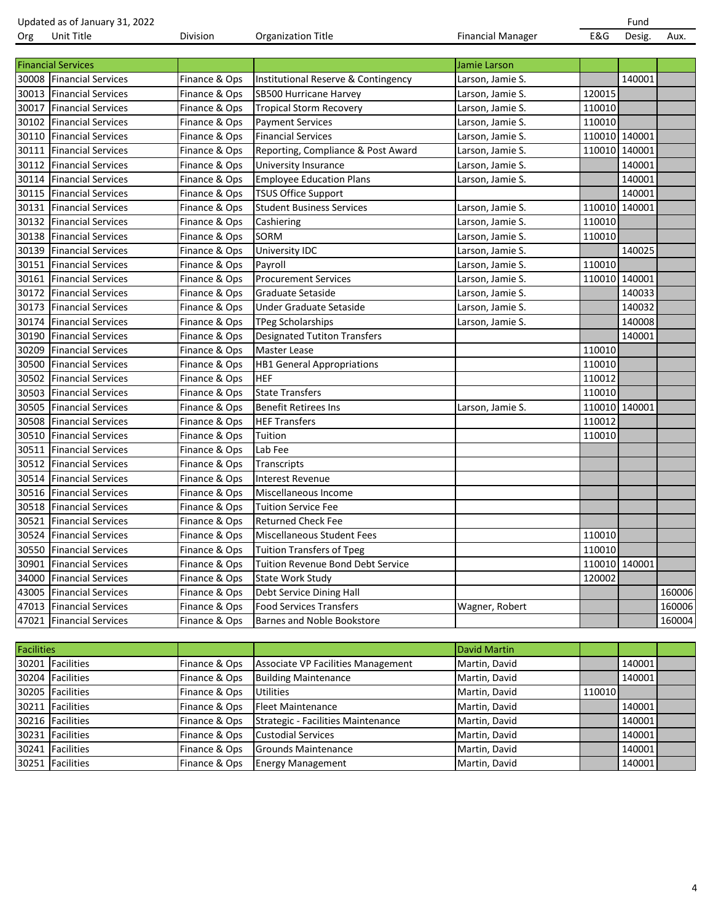Updated as of January 31, 2022

| Org | Unit Title | Division | Organization Title | Financial Manager | Fund E&G | Fund Desig. | Fund Aux. |
|---|---|---|---|---|---|---|---|
| Financial Services | | | | Jamie Larson | | | |
| 30008 | Financial Services | Finance & Ops | Institutional Reserve & Contingency | Larson, Jamie S. | | 140001 | |
| 30013 | Financial Services | Finance & Ops | SB500 Hurricane Harvey | Larson, Jamie S. | 120015 | | |
| 30017 | Financial Services | Finance & Ops | Tropical Storm Recovery | Larson, Jamie S. | 110010 | | |
| 30102 | Financial Services | Finance & Ops | Payment Services | Larson, Jamie S. | 110010 | | |
| 30110 | Financial Services | Finance & Ops | Financial Services | Larson, Jamie S. | 110010 | 140001 | |
| 30111 | Financial Services | Finance & Ops | Reporting, Compliance & Post Award | Larson, Jamie S. | 110010 | 140001 | |
| 30112 | Financial Services | Finance & Ops | University Insurance | Larson, Jamie S. | | 140001 | |
| 30114 | Financial Services | Finance & Ops | Employee Education Plans | Larson, Jamie S. | | 140001 | |
| 30115 | Financial Services | Finance & Ops | TSUS Office Support | | | 140001 | |
| 30131 | Financial Services | Finance & Ops | Student Business Services | Larson, Jamie S. | 110010 | 140001 | |
| 30132 | Financial Services | Finance & Ops | Cashiering | Larson, Jamie S. | 110010 | | |
| 30138 | Financial Services | Finance & Ops | SORM | Larson, Jamie S. | 110010 | | |
| 30139 | Financial Services | Finance & Ops | University IDC | Larson, Jamie S. | | 140025 | |
| 30151 | Financial Services | Finance & Ops | Payroll | Larson, Jamie S. | 110010 | | |
| 30161 | Financial Services | Finance & Ops | Procurement Services | Larson, Jamie S. | 110010 | 140001 | |
| 30172 | Financial Services | Finance & Ops | Graduate Setaside | Larson, Jamie S. | | 140033 | |
| 30173 | Financial Services | Finance & Ops | Under Graduate Setaside | Larson, Jamie S. | | 140032 | |
| 30174 | Financial Services | Finance & Ops | TPeg Scholarships | Larson, Jamie S. | | 140008 | |
| 30190 | Financial Services | Finance & Ops | Designated Tutiton Transfers | | | 140001 | |
| 30209 | Financial Services | Finance & Ops | Master Lease | | 110010 | | |
| 30500 | Financial Services | Finance & Ops | HB1 General Appropriations | | 110010 | | |
| 30502 | Financial Services | Finance & Ops | HEF | | 110012 | | |
| 30503 | Financial Services | Finance & Ops | State Transfers | | 110010 | | |
| 30505 | Financial Services | Finance & Ops | Benefit Retirees Ins | Larson, Jamie S. | 110010 | 140001 | |
| 30508 | Financial Services | Finance & Ops | HEF Transfers | | 110012 | | |
| 30510 | Financial Services | Finance & Ops | Tuition | | 110010 | | |
| 30511 | Financial Services | Finance & Ops | Lab Fee | | | | |
| 30512 | Financial Services | Finance & Ops | Transcripts | | | | |
| 30514 | Financial Services | Finance & Ops | Interest Revenue | | | | |
| 30516 | Financial Services | Finance & Ops | Miscellaneous Income | | | | |
| 30518 | Financial Services | Finance & Ops | Tuition Service Fee | | | | |
| 30521 | Financial Services | Finance & Ops | Returned Check Fee | | | | |
| 30524 | Financial Services | Finance & Ops | Miscellaneous Student Fees | | 110010 | | |
| 30550 | Financial Services | Finance & Ops | Tuition Transfers of Tpeg | | 110010 | | |
| 30901 | Financial Services | Finance & Ops | Tuition Revenue Bond Debt Service | | 110010 | 140001 | |
| 34000 | Financial Services | Finance & Ops | State Work Study | | 120002 | | |
| 43005 | Financial Services | Finance & Ops | Debt Service Dining Hall | | | | 160006 |
| 47013 | Financial Services | Finance & Ops | Food Services Transfers | Wagner, Robert | | | 160006 |
| 47021 | Financial Services | Finance & Ops | Barnes and Noble Bookstore | | | | 160004 |

| Org | Unit Title | Division | Organization Title | Financial Manager | Fund E&G | Fund Desig. | Fund Aux. |
|---|---|---|---|---|---|---|---|
| Facilities | | | | David Martin | | | |
| 30201 | Facilities | Finance & Ops | Associate VP Facilities Management | Martin, David | | 140001 | |
| 30204 | Facilities | Finance & Ops | Building Maintenance | Martin, David | | 140001 | |
| 30205 | Facilities | Finance & Ops | Utilities | Martin, David | 110010 | | |
| 30211 | Facilities | Finance & Ops | Fleet Maintenance | Martin, David | | 140001 | |
| 30216 | Facilities | Finance & Ops | Strategic - Facilities Maintenance | Martin, David | | 140001 | |
| 30231 | Facilities | Finance & Ops | Custodial Services | Martin, David | | 140001 | |
| 30241 | Facilities | Finance & Ops | Grounds Maintenance | Martin, David | | 140001 | |
| 30251 | Facilities | Finance & Ops | Energy Management | Martin, David | | 140001 | |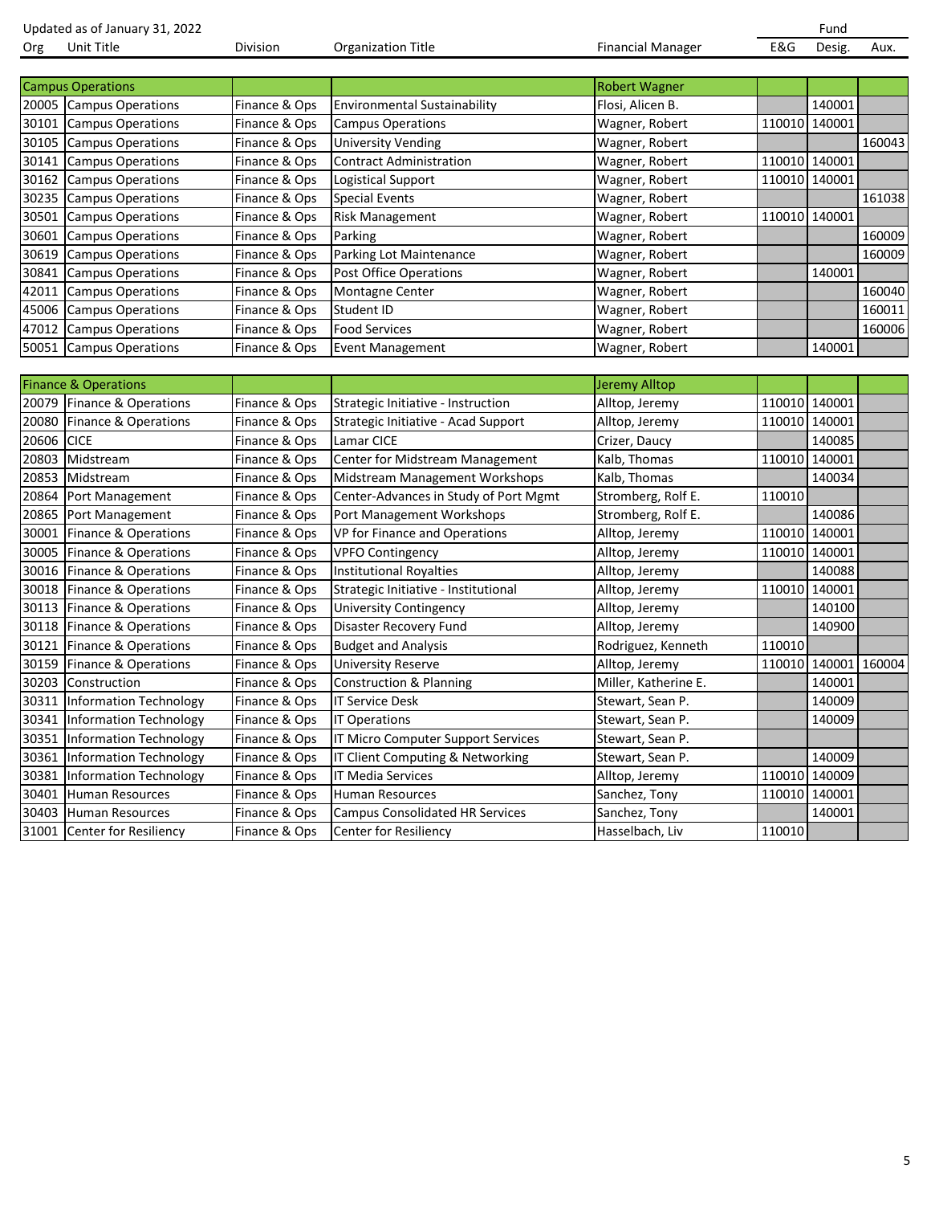Updated as of January 31, 2022

| Org | Unit Title | Division | Organization Title | Financial Manager | Fund E&G | Fund Desig. | Fund Aux. |
|---|---|---|---|---|---|---|---|
| Campus Operations | | | | Robert Wagner | | | |
| 20005 | Campus Operations | Finance & Ops | Environmental Sustainability | Flosi, Alicen B. | | 140001 | |
| 30101 | Campus Operations | Finance & Ops | Campus Operations | Wagner, Robert | 110010 | 140001 | |
| 30105 | Campus Operations | Finance & Ops | University Vending | Wagner, Robert | | | 160043 |
| 30141 | Campus Operations | Finance & Ops | Contract Administration | Wagner, Robert | 110010 | 140001 | |
| 30162 | Campus Operations | Finance & Ops | Logistical Support | Wagner, Robert | 110010 | 140001 | |
| 30235 | Campus Operations | Finance & Ops | Special Events | Wagner, Robert | | | 161038 |
| 30501 | Campus Operations | Finance & Ops | Risk Management | Wagner, Robert | 110010 | 140001 | |
| 30601 | Campus Operations | Finance & Ops | Parking | Wagner, Robert | | | 160009 |
| 30619 | Campus Operations | Finance & Ops | Parking Lot Maintenance | Wagner, Robert | | | 160009 |
| 30841 | Campus Operations | Finance & Ops | Post Office Operations | Wagner, Robert | | 140001 | |
| 42011 | Campus Operations | Finance & Ops | Montagne Center | Wagner, Robert | | | 160040 |
| 45006 | Campus Operations | Finance & Ops | Student ID | Wagner, Robert | | | 160011 |
| 47012 | Campus Operations | Finance & Ops | Food Services | Wagner, Robert | | | 160006 |
| 50051 | Campus Operations | Finance & Ops | Event Management | Wagner, Robert | | 140001 | |
| Finance & Operations | | | | Jeremy Alltop | | | |
| 20079 | Finance & Operations | Finance & Ops | Strategic Initiative - Instruction | Alltop, Jeremy | 110010 | 140001 | |
| 20080 | Finance & Operations | Finance & Ops | Strategic Initiative - Acad Support | Alltop, Jeremy | 110010 | 140001 | |
| 20606 | CICE | Finance & Ops | Lamar CICE | Crizer, Daucy | | 140085 | |
| 20803 | Midstream | Finance & Ops | Center for Midstream Management | Kalb, Thomas | 110010 | 140001 | |
| 20853 | Midstream | Finance & Ops | Midstream Management Workshops | Kalb, Thomas | | 140034 | |
| 20864 | Port Management | Finance & Ops | Center-Advances in Study of Port Mgmt | Stromberg, Rolf E. | 110010 | | |
| 20865 | Port Management | Finance & Ops | Port Management Workshops | Stromberg, Rolf E. | | 140086 | |
| 30001 | Finance & Operations | Finance & Ops | VP for Finance and Operations | Alltop, Jeremy | 110010 | 140001 | |
| 30005 | Finance & Operations | Finance & Ops | VPFO Contingency | Alltop, Jeremy | 110010 | 140001 | |
| 30016 | Finance & Operations | Finance & Ops | Institutional Royalties | Alltop, Jeremy | | 140088 | |
| 30018 | Finance & Operations | Finance & Ops | Strategic Initiative - Institutional | Alltop, Jeremy | 110010 | 140001 | |
| 30113 | Finance & Operations | Finance & Ops | University Contingency | Alltop, Jeremy | | 140100 | |
| 30118 | Finance & Operations | Finance & Ops | Disaster Recovery Fund | Alltop, Jeremy | | 140900 | |
| 30121 | Finance & Operations | Finance & Ops | Budget and Analysis | Rodriguez, Kenneth | 110010 | | |
| 30159 | Finance & Operations | Finance & Ops | University Reserve | Alltop, Jeremy | 110010 | 140001 | 160004 |
| 30203 | Construction | Finance & Ops | Construction & Planning | Miller, Katherine E. | | 140001 | |
| 30311 | Information Technology | Finance & Ops | IT Service Desk | Stewart, Sean P. | | 140009 | |
| 30341 | Information Technology | Finance & Ops | IT Operations | Stewart, Sean P. | | 140009 | |
| 30351 | Information Technology | Finance & Ops | IT Micro Computer Support Services | Stewart, Sean P. | | | |
| 30361 | Information Technology | Finance & Ops | IT Client Computing & Networking | Stewart, Sean P. | | 140009 | |
| 30381 | Information Technology | Finance & Ops | IT Media Services | Alltop, Jeremy | 110010 | 140009 | |
| 30401 | Human Resources | Finance & Ops | Human Resources | Sanchez, Tony | 110010 | 140001 | |
| 30403 | Human Resources | Finance & Ops | Campus Consolidated HR Services | Sanchez, Tony | | 140001 | |
| 31001 | Center for Resiliency | Finance & Ops | Center for Resiliency | Hasselbach, Liv | 110010 | | |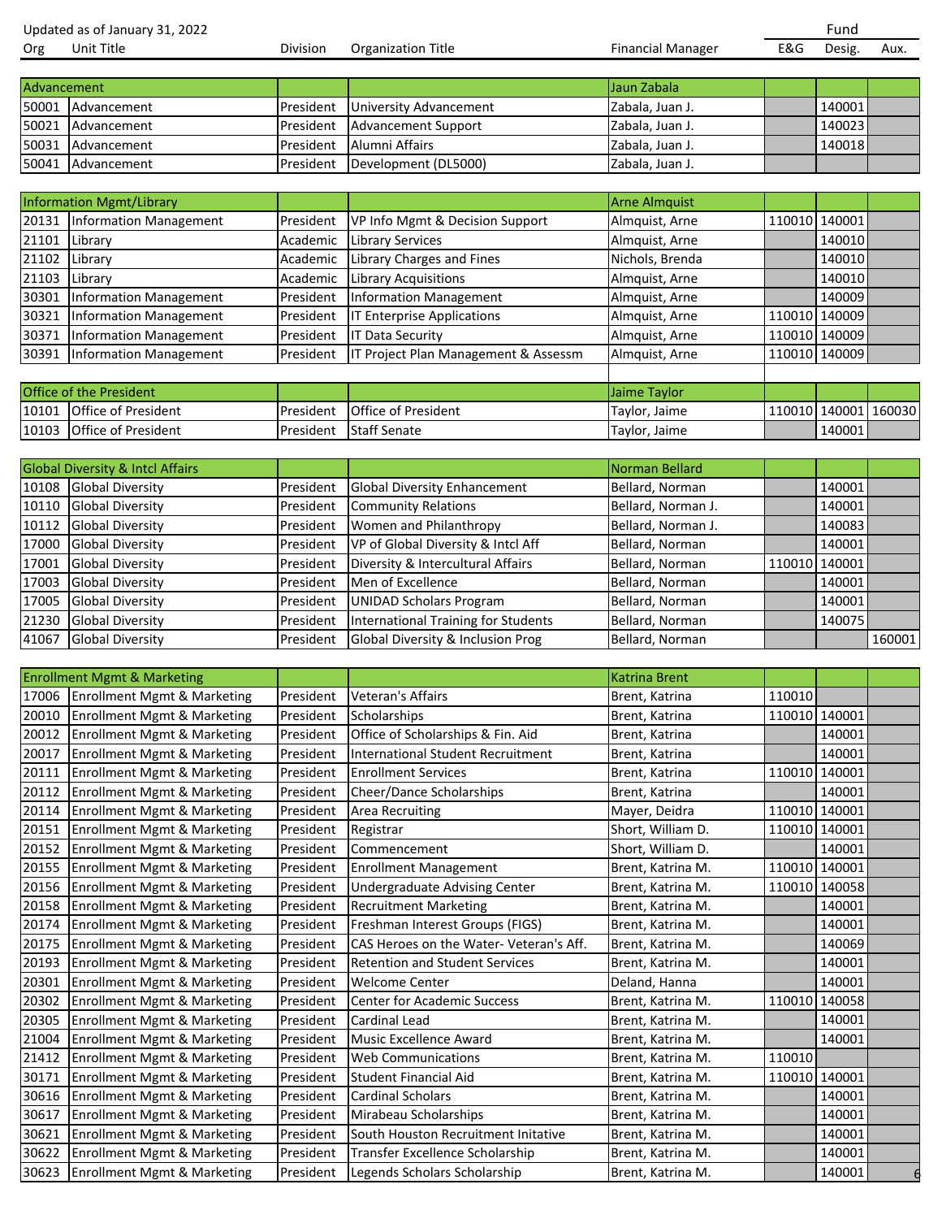Updated as of January 31, 2022

| Org | Unit Title | Division | Organization Title | Financial Manager | Fund E&G | Fund Desig. | Fund Aux. |
|---|---|---|---|---|---|---|---|
| **Advancement** | | | | **Jaun Zabala** | | | |
| 50001 | Advancement | President | University Advancement | Zabala, Juan J. | | 140001 | |
| 50021 | Advancement | President | Advancement Support | Zabala, Juan J. | | 140023 | |
| 50031 | Advancement | President | Alumni Affairs | Zabala, Juan J. | | 140018 | |
| 50041 | Advancement | President | Development (DL5000) | Zabala, Juan J. | | | |
| **Information Mgmt/Library** | | | | **Arne Almquist** | | | |
| 20131 | Information Management | President | VP Info Mgmt & Decision Support | Almquist, Arne | 110010 | 140001 | |
| 21101 | Library | Academic | Library Services | Almquist, Arne | | 140010 | |
| 21102 | Library | Academic | Library Charges and Fines | Nichols, Brenda | | 140010 | |
| 21103 | Library | Academic | Library Acquisitions | Almquist, Arne | | 140010 | |
| 30301 | Information Management | President | Information Management | Almquist, Arne | | 140009 | |
| 30321 | Information Management | President | IT Enterprise Applications | Almquist, Arne | 110010 | 140009 | |
| 30371 | Information Management | President | IT Data Security | Almquist, Arne | 110010 | 140009 | |
| 30391 | Information Management | President | IT Project Plan Management & Assessm | Almquist, Arne | 110010 | 140009 | |
| **Office of the President** | | | | **Jaime Taylor** | | | |
| 10101 | Office of President | President | Office of President | Taylor, Jaime | 110010 | 140001 | 160030 |
| 10103 | Office of President | President | Staff Senate | Taylor, Jaime | | 140001 | |
| **Global Diversity & Intcl Affairs** | | | | **Norman Bellard** | | | |
| 10108 | Global Diversity | President | Global Diversity Enhancement | Bellard, Norman | | 140001 | |
| 10110 | Global Diversity | President | Community Relations | Bellard, Norman J. | | 140001 | |
| 10112 | Global Diversity | President | Women and Philanthropy | Bellard, Norman J. | | 140083 | |
| 17000 | Global Diversity | President | VP of Global Diversity & Intcl Aff | Bellard, Norman | | 140001 | |
| 17001 | Global Diversity | President | Diversity & Intercultural Affairs | Bellard, Norman | 110010 | 140001 | |
| 17003 | Global Diversity | President | Men of Excellence | Bellard, Norman | | 140001 | |
| 17005 | Global Diversity | President | UNIDAD Scholars Program | Bellard, Norman | | 140001 | |
| 21230 | Global Diversity | President | International Training for Students | Bellard, Norman | | 140075 | |
| 41067 | Global Diversity | President | Global Diversity & Inclusion Prog | Bellard, Norman | | | 160001 |
| **Enrollment Mgmt & Marketing** | | | | **Katrina Brent** | | | |
| 17006 | Enrollment Mgmt & Marketing | President | Veteran's Affairs | Brent, Katrina | 110010 | | |
| 20010 | Enrollment Mgmt & Marketing | President | Scholarships | Brent, Katrina | 110010 | 140001 | |
| 20012 | Enrollment Mgmt & Marketing | President | Office of Scholarships & Fin. Aid | Brent, Katrina | | 140001 | |
| 20017 | Enrollment Mgmt & Marketing | President | International Student Recruitment | Brent, Katrina | | 140001 | |
| 20111 | Enrollment Mgmt & Marketing | President | Enrollment Services | Brent, Katrina | 110010 | 140001 | |
| 20112 | Enrollment Mgmt & Marketing | President | Cheer/Dance Scholarships | Brent, Katrina | | 140001 | |
| 20114 | Enrollment Mgmt & Marketing | President | Area Recruiting | Mayer, Deidra | 110010 | 140001 | |
| 20151 | Enrollment Mgmt & Marketing | President | Registrar | Short, William D. | 110010 | 140001 | |
| 20152 | Enrollment Mgmt & Marketing | President | Commencement | Short, William D. | | 140001 | |
| 20155 | Enrollment Mgmt & Marketing | President | Enrollment Management | Brent, Katrina M. | 110010 | 140001 | |
| 20156 | Enrollment Mgmt & Marketing | President | Undergraduate Advising Center | Brent, Katrina M. | 110010 | 140058 | |
| 20158 | Enrollment Mgmt & Marketing | President | Recruitment Marketing | Brent, Katrina M. | | 140001 | |
| 20174 | Enrollment Mgmt & Marketing | President | Freshman Interest Groups (FIGS) | Brent, Katrina M. | | 140001 | |
| 20175 | Enrollment Mgmt & Marketing | President | CAS Heroes on the Water- Veteran's Aff. | Brent, Katrina M. | | 140069 | |
| 20193 | Enrollment Mgmt & Marketing | President | Retention and Student Services | Brent, Katrina M. | | 140001 | |
| 20301 | Enrollment Mgmt & Marketing | President | Welcome Center | Deland, Hanna | | 140001 | |
| 20302 | Enrollment Mgmt & Marketing | President | Center for Academic Success | Brent, Katrina M. | 110010 | 140058 | |
| 20305 | Enrollment Mgmt & Marketing | President | Cardinal Lead | Brent, Katrina M. | | 140001 | |
| 21004 | Enrollment Mgmt & Marketing | President | Music Excellence Award | Brent, Katrina M. | | 140001 | |
| 21412 | Enrollment Mgmt & Marketing | President | Web Communications | Brent, Katrina M. | 110010 | | |
| 30171 | Enrollment Mgmt & Marketing | President | Student Financial Aid | Brent, Katrina M. | 110010 | 140001 | |
| 30616 | Enrollment Mgmt & Marketing | President | Cardinal Scholars | Brent, Katrina M. | | 140001 | |
| 30617 | Enrollment Mgmt & Marketing | President | Mirabeau Scholarships | Brent, Katrina M. | | 140001 | |
| 30621 | Enrollment Mgmt & Marketing | President | South Houston Recruitment Initative | Brent, Katrina M. | | 140001 | |
| 30622 | Enrollment Mgmt & Marketing | President | Transfer Excellence Scholarship | Brent, Katrina M. | | 140001 | |
| 30623 | Enrollment Mgmt & Marketing | President | Legends Scholars Scholarship | Brent, Katrina M. | | 140001 | |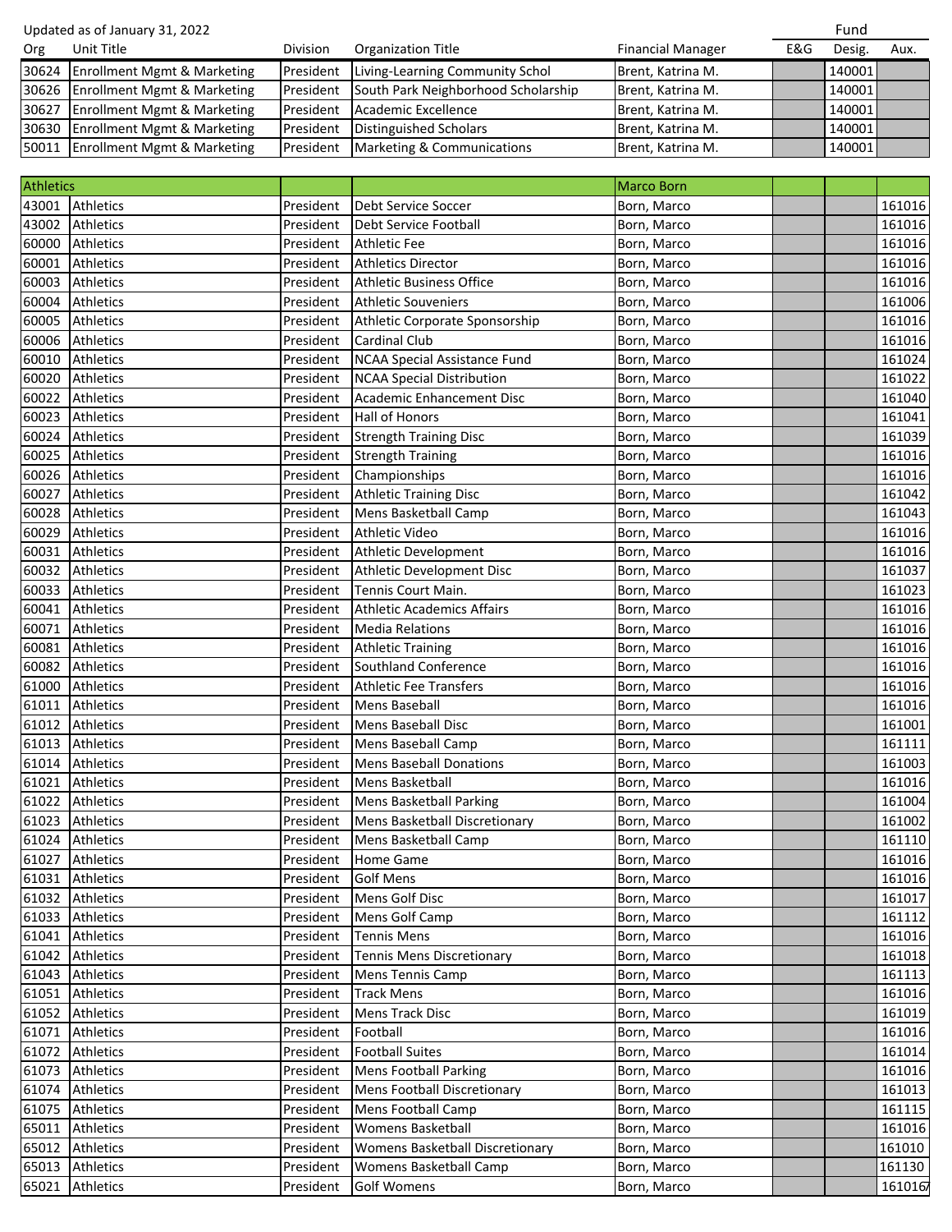Updated as of January 31, 2022

| Org | Unit Title | Division | Organization Title | Financial Manager | Fund E&G | Fund Desig. | Fund Aux. |
|---|---|---|---|---|---|---|---|
| 30624 | Enrollment Mgmt & Marketing | President | Living-Learning Community Schol | Brent, Katrina M. | | 140001 | |
| 30626 | Enrollment Mgmt & Marketing | President | South Park Neighborhood Scholarship | Brent, Katrina M. | | 140001 | |
| 30627 | Enrollment Mgmt & Marketing | President | Academic Excellence | Brent, Katrina M. | | 140001 | |
| 30630 | Enrollment Mgmt & Marketing | President | Distinguished Scholars | Brent, Katrina M. | | 140001 | |
| 50011 | Enrollment Mgmt & Marketing | President | Marketing & Communications | Brent, Katrina M. | | 140001 | |

| Org | Unit Title | Division | Organization Title | Financial Manager | E&G | Desig. | Aux. |
|---|---|---|---|---|---|---|---|
| Athletics | | | | Marco Born | | | |
| 43001 | Athletics | President | Debt Service Soccer | Born, Marco | | | 161016 |
| 43002 | Athletics | President | Debt Service Football | Born, Marco | | | 161016 |
| 60000 | Athletics | President | Athletic Fee | Born, Marco | | | 161016 |
| 60001 | Athletics | President | Athletics Director | Born, Marco | | | 161016 |
| 60003 | Athletics | President | Athletic Business Office | Born, Marco | | | 161016 |
| 60004 | Athletics | President | Athletic Souveniers | Born, Marco | | | 161006 |
| 60005 | Athletics | President | Athletic Corporate Sponsorship | Born, Marco | | | 161016 |
| 60006 | Athletics | President | Cardinal Club | Born, Marco | | | 161016 |
| 60010 | Athletics | President | NCAA Special Assistance Fund | Born, Marco | | | 161024 |
| 60020 | Athletics | President | NCAA Special Distribution | Born, Marco | | | 161022 |
| 60022 | Athletics | President | Academic Enhancement Disc | Born, Marco | | | 161040 |
| 60023 | Athletics | President | Hall of Honors | Born, Marco | | | 161041 |
| 60024 | Athletics | President | Strength Training Disc | Born, Marco | | | 161039 |
| 60025 | Athletics | President | Strength Training | Born, Marco | | | 161016 |
| 60026 | Athletics | President | Championships | Born, Marco | | | 161016 |
| 60027 | Athletics | President | Athletic Training Disc | Born, Marco | | | 161042 |
| 60028 | Athletics | President | Mens Basketball Camp | Born, Marco | | | 161043 |
| 60029 | Athletics | President | Athletic Video | Born, Marco | | | 161016 |
| 60031 | Athletics | President | Athletic Development | Born, Marco | | | 161016 |
| 60032 | Athletics | President | Athletic Development Disc | Born, Marco | | | 161037 |
| 60033 | Athletics | President | Tennis Court Main. | Born, Marco | | | 161023 |
| 60041 | Athletics | President | Athletic Academics Affairs | Born, Marco | | | 161016 |
| 60071 | Athletics | President | Media Relations | Born, Marco | | | 161016 |
| 60081 | Athletics | President | Athletic Training | Born, Marco | | | 161016 |
| 60082 | Athletics | President | Southland Conference | Born, Marco | | | 161016 |
| 61000 | Athletics | President | Athletic Fee Transfers | Born, Marco | | | 161016 |
| 61011 | Athletics | President | Mens Baseball | Born, Marco | | | 161016 |
| 61012 | Athletics | President | Mens Baseball Disc | Born, Marco | | | 161001 |
| 61013 | Athletics | President | Mens Baseball Camp | Born, Marco | | | 161111 |
| 61014 | Athletics | President | Mens Baseball Donations | Born, Marco | | | 161003 |
| 61021 | Athletics | President | Mens Basketball | Born, Marco | | | 161016 |
| 61022 | Athletics | President | Mens Basketball Parking | Born, Marco | | | 161004 |
| 61023 | Athletics | President | Mens Basketball Discretionary | Born, Marco | | | 161002 |
| 61024 | Athletics | President | Mens Basketball Camp | Born, Marco | | | 161110 |
| 61027 | Athletics | President | Home Game | Born, Marco | | | 161016 |
| 61031 | Athletics | President | Golf Mens | Born, Marco | | | 161016 |
| 61032 | Athletics | President | Mens Golf Disc | Born, Marco | | | 161017 |
| 61033 | Athletics | President | Mens Golf Camp | Born, Marco | | | 161112 |
| 61041 | Athletics | President | Tennis Mens | Born, Marco | | | 161016 |
| 61042 | Athletics | President | Tennis Mens Discretionary | Born, Marco | | | 161018 |
| 61043 | Athletics | President | Mens Tennis Camp | Born, Marco | | | 161113 |
| 61051 | Athletics | President | Track Mens | Born, Marco | | | 161016 |
| 61052 | Athletics | President | Mens Track Disc | Born, Marco | | | 161019 |
| 61071 | Athletics | President | Football | Born, Marco | | | 161016 |
| 61072 | Athletics | President | Football Suites | Born, Marco | | | 161014 |
| 61073 | Athletics | President | Mens Football Parking | Born, Marco | | | 161016 |
| 61074 | Athletics | President | Mens Football Discretionary | Born, Marco | | | 161013 |
| 61075 | Athletics | President | Mens Football Camp | Born, Marco | | | 161115 |
| 65011 | Athletics | President | Womens Basketball | Born, Marco | | | 161016 |
| 65012 | Athletics | President | Womens Basketball Discretionary | Born, Marco | | | 161010 |
| 65013 | Athletics | President | Womens Basketball Camp | Born, Marco | | | 161130 |
| 65021 | Athletics | President | Golf Womens | Born, Marco | | | 161016 |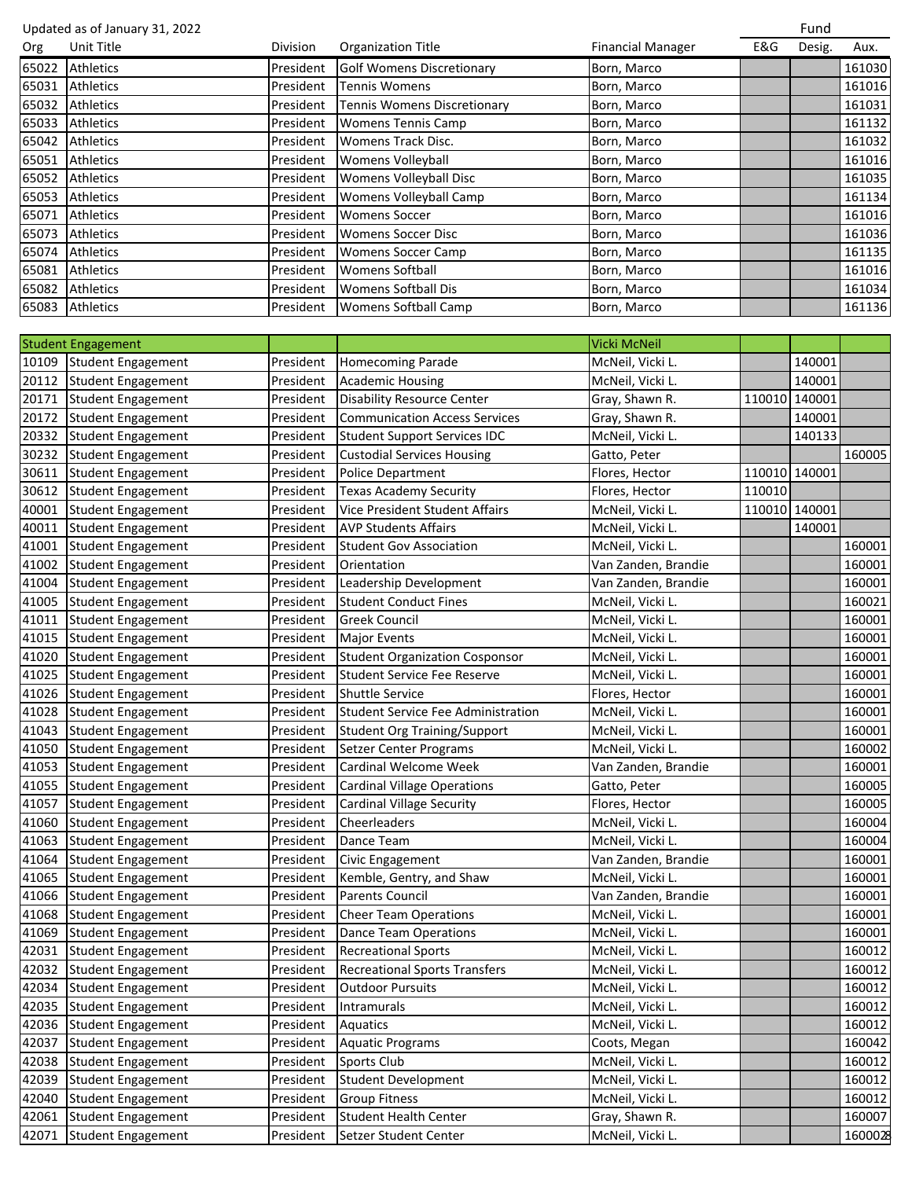Updated as of January 31, 2022

| Org | Unit Title | Division | Organization Title | Financial Manager | Fund E&G | Fund Desig. | Fund Aux. |
|---|---|---|---|---|---|---|---|
| 65022 | Athletics | President | Golf Womens Discretionary | Born, Marco | | | 161030 |
| 65031 | Athletics | President | Tennis Womens | Born, Marco | | | 161016 |
| 65032 | Athletics | President | Tennis Womens Discretionary | Born, Marco | | | 161031 |
| 65033 | Athletics | President | Womens Tennis Camp | Born, Marco | | | 161132 |
| 65042 | Athletics | President | Womens Track Disc. | Born, Marco | | | 161032 |
| 65051 | Athletics | President | Womens Volleyball | Born, Marco | | | 161016 |
| 65052 | Athletics | President | Womens Volleyball Disc | Born, Marco | | | 161035 |
| 65053 | Athletics | President | Womens Volleyball Camp | Born, Marco | | | 161134 |
| 65071 | Athletics | President | Womens Soccer | Born, Marco | | | 161016 |
| 65073 | Athletics | President | Womens Soccer Disc | Born, Marco | | | 161036 |
| 65074 | Athletics | President | Womens Soccer Camp | Born, Marco | | | 161135 |
| 65081 | Athletics | President | Womens Softball | Born, Marco | | | 161016 |
| 65082 | Athletics | President | Womens Softball Dis | Born, Marco | | | 161034 |
| 65083 | Athletics | President | Womens Softball Camp | Born, Marco | | | 161136 |

| Org | Unit Title | Division | Organization Title | Financial Manager | Fund E&G | Fund Desig. | Fund Aux. |
|---|---|---|---|---|---|---|---|
| Student Engagement | | | | Vicki McNeil | | | |
| 10109 | Student Engagement | President | Homecoming Parade | McNeil, Vicki L. | | 140001 | |
| 20112 | Student Engagement | President | Academic Housing | McNeil, Vicki L. | | 140001 | |
| 20171 | Student Engagement | President | Disability Resource Center | Gray, Shawn R. | 110010 | 140001 | |
| 20172 | Student Engagement | President | Communication Access Services | Gray, Shawn R. | | 140001 | |
| 20332 | Student Engagement | President | Student Support Services IDC | McNeil, Vicki L. | | 140133 | |
| 30232 | Student Engagement | President | Custodial Services Housing | Gatto, Peter | | | 160005 |
| 30611 | Student Engagement | President | Police Department | Flores, Hector | 110010 | 140001 | |
| 30612 | Student Engagement | President | Texas Academy Security | Flores, Hector | 110010 | | |
| 40001 | Student Engagement | President | Vice President Student Affairs | McNeil, Vicki L. | 110010 | 140001 | |
| 40011 | Student Engagement | President | AVP Students Affairs | McNeil, Vicki L. | | 140001 | |
| 41001 | Student Engagement | President | Student Gov Association | McNeil, Vicki L. | | | 160001 |
| 41002 | Student Engagement | President | Orientation | Van Zanden, Brandie | | | 160001 |
| 41004 | Student Engagement | President | Leadership Development | Van Zanden, Brandie | | | 160001 |
| 41005 | Student Engagement | President | Student Conduct Fines | McNeil, Vicki L. | | | 160021 |
| 41011 | Student Engagement | President | Greek Council | McNeil, Vicki L. | | | 160001 |
| 41015 | Student Engagement | President | Major Events | McNeil, Vicki L. | | | 160001 |
| 41020 | Student Engagement | President | Student Organization Cosponsor | McNeil, Vicki L. | | | 160001 |
| 41025 | Student Engagement | President | Student Service Fee Reserve | McNeil, Vicki L. | | | 160001 |
| 41026 | Student Engagement | President | Shuttle Service | Flores, Hector | | | 160001 |
| 41028 | Student Engagement | President | Student Service Fee Administration | McNeil, Vicki L. | | | 160001 |
| 41043 | Student Engagement | President | Student Org Training/Support | McNeil, Vicki L. | | | 160001 |
| 41050 | Student Engagement | President | Setzer Center Programs | McNeil, Vicki L. | | | 160002 |
| 41053 | Student Engagement | President | Cardinal Welcome Week | Van Zanden, Brandie | | | 160001 |
| 41055 | Student Engagement | President | Cardinal Village Operations | Gatto, Peter | | | 160005 |
| 41057 | Student Engagement | President | Cardinal Village Security | Flores, Hector | | | 160005 |
| 41060 | Student Engagement | President | Cheerleaders | McNeil, Vicki L. | | | 160004 |
| 41063 | Student Engagement | President | Dance Team | McNeil, Vicki L. | | | 160004 |
| 41064 | Student Engagement | President | Civic Engagement | Van Zanden, Brandie | | | 160001 |
| 41065 | Student Engagement | President | Kemble, Gentry, and Shaw | McNeil, Vicki L. | | | 160001 |
| 41066 | Student Engagement | President | Parents Council | Van Zanden, Brandie | | | 160001 |
| 41068 | Student Engagement | President | Cheer Team Operations | McNeil, Vicki L. | | | 160001 |
| 41069 | Student Engagement | President | Dance Team Operations | McNeil, Vicki L. | | | 160001 |
| 42031 | Student Engagement | President | Recreational Sports | McNeil, Vicki L. | | | 160012 |
| 42032 | Student Engagement | President | Recreational Sports Transfers | McNeil, Vicki L. | | | 160012 |
| 42034 | Student Engagement | President | Outdoor Pursuits | McNeil, Vicki L. | | | 160012 |
| 42035 | Student Engagement | President | Intramurals | McNeil, Vicki L. | | | 160012 |
| 42036 | Student Engagement | President | Aquatics | McNeil, Vicki L. | | | 160012 |
| 42037 | Student Engagement | President | Aquatic Programs | Coots, Megan | | | 160042 |
| 42038 | Student Engagement | President | Sports Club | McNeil, Vicki L. | | | 160012 |
| 42039 | Student Engagement | President | Student Development | McNeil, Vicki L. | | | 160012 |
| 42040 | Student Engagement | President | Group Fitness | McNeil, Vicki L. | | | 160012 |
| 42061 | Student Engagement | President | Student Health Center | Gray, Shawn R. | | | 160007 |
| 42071 | Student Engagement | President | Setzer Student Center | McNeil, Vicki L. | | | 160002 |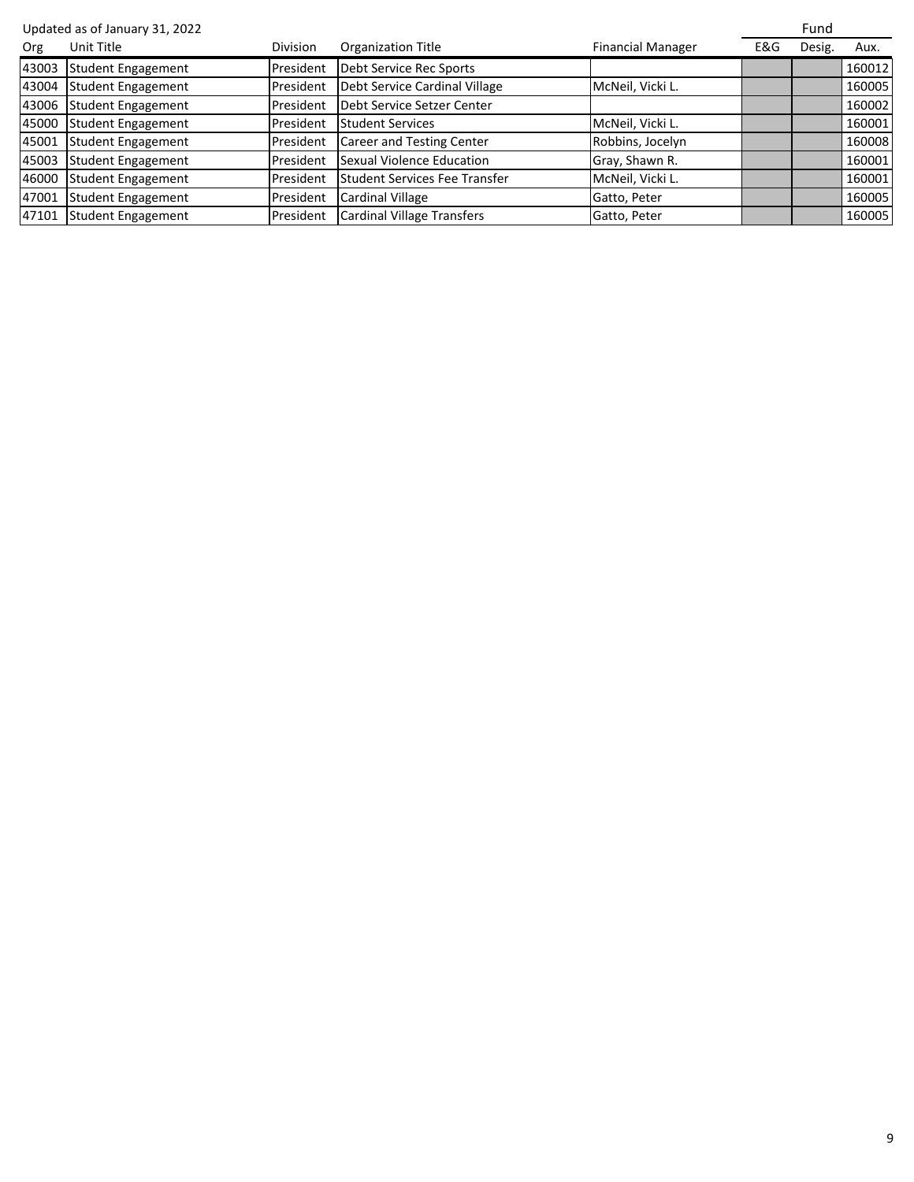Updated as of January 31, 2022

| Org | Unit Title | Division | Organization Title | Financial Manager | Fund E&G | Fund Desig. | Fund Aux. |
|---|---|---|---|---|---|---|---|
| 43003 | Student Engagement | President | Debt Service Rec Sports | | | | 160012 |
| 43004 | Student Engagement | President | Debt Service Cardinal Village | McNeil, Vicki L. | | | 160005 |
| 43006 | Student Engagement | President | Debt Service Setzer Center | | | | 160002 |
| 45000 | Student Engagement | President | Student Services | McNeil, Vicki L. | | | 160001 |
| 45001 | Student Engagement | President | Career and Testing Center | Robbins, Jocelyn | | | 160008 |
| 45003 | Student Engagement | President | Sexual Violence Education | Gray, Shawn R. | | | 160001 |
| 46000 | Student Engagement | President | Student Services Fee Transfer | McNeil, Vicki L. | | | 160001 |
| 47001 | Student Engagement | President | Cardinal Village | Gatto, Peter | | | 160005 |
| 47101 | Student Engagement | President | Cardinal Village Transfers | Gatto, Peter | | | 160005 |